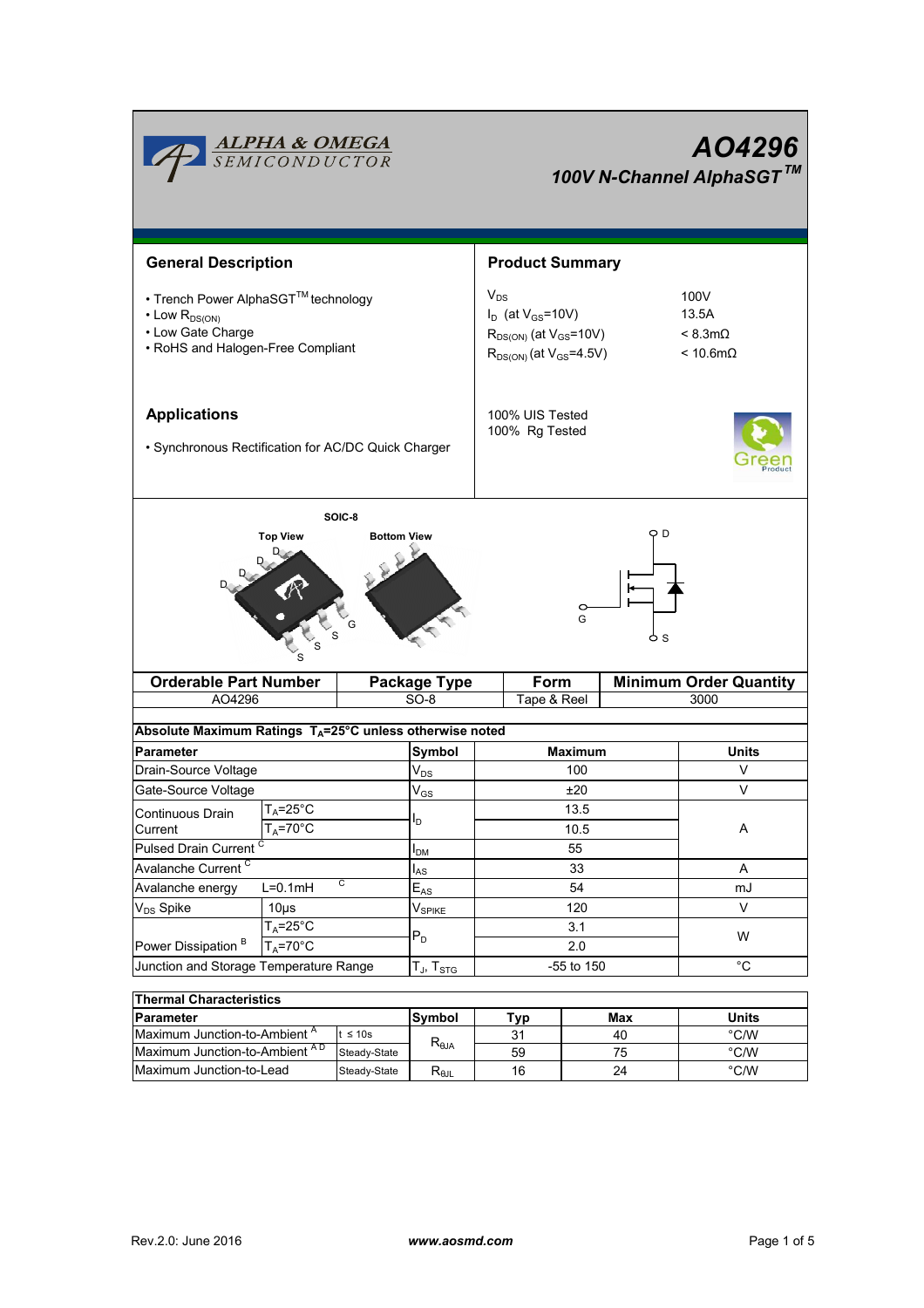# AO4296

## 100V N-Channel AlphaSGT™

## General Description

- Trench Power AlphaSGT™ technology
- Low $R_{DS(ON)}$
- Low Gate Charge
- RoHS and Halogen-Free Compliant

## Product Summary

| | |
|---|---|
| $V_{DS}$ | 100V |
| $I_D$ (at $V_{GS}$=10V) | 13.5A |
| $R_{DS(ON)}$ (at $V_{GS}$=10V) | < 8.3mΩ |
| $R_{DS(ON)}$ (at $V_{GS}$=4.5V) | < 10.6mΩ |

100% UIS Tested
100% Rg Tested

## Applications

- Synchronous Rectification for AC/DC Quick Charger

SOIC-8

Top View | Bottom View

| Orderable Part Number | Package Type | Form | Minimum Order Quantity |
|---|---|---|---|
| AO4296 | SO-8 | Tape & Reel | 3000 |

**Absolute Maximum Ratings $T_A$=25°C unless otherwise noted**

| Parameter | | Symbol | Maximum | Units |
|---|---|---|---|---|
| Drain-Source Voltage | | $V_{DS}$ | 100 | V |
| Gate-Source Voltage | | $V_{GS}$ | ±20 | V |
| Continuous Drain Current | $T_A$=25°C | $I_D$ | 13.5 | A |
| | $T_A$=70°C | | 10.5 | |
| Pulsed Drain Current [C] | | $I_{DM}$ | 55 | |
| Avalanche Current [C] | | $I_{AS}$ | 33 | A |
| Avalanche energy | L=0.1mH [C] | $E_{AS}$ | 54 | mJ |
| $V_{DS}$ Spike | 10µs | $V_{SPIKE}$ | 120 | V |
| Power Dissipation [B] | $T_A$=25°C | $P_D$ | 3.1 | W |
| | $T_A$=70°C | | 2.0 | |
| Junction and Storage Temperature Range | | $T_J$, $T_{STG}$ | -55 to 150 | °C |

**Thermal Characteristics**

| Parameter | | Symbol | Typ | Max | Units |
|---|---|---|---|---|---|
| Maximum Junction-to-Ambient [A] | t ≤ 10s | $R_{\theta JA}$ | 31 | 40 | °C/W |
| Maximum Junction-to-Ambient [A D] | Steady-State | | 59 | 75 | °C/W |
| Maximum Junction-to-Lead | Steady-State | $R_{\theta JL}$ | 16 | 24 | °C/W |

Rev.2.0: June 2016 www.aosmd.com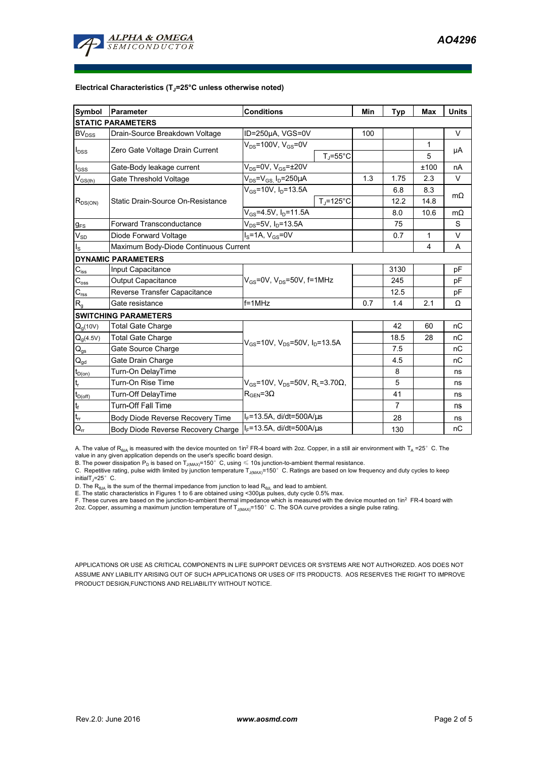### Electrical Characteristics ($T_J$=25°C unless otherwise noted)

| Symbol | Parameter | Conditions | | Min | Typ | Max | Units |
|---|---|---|---|---|---|---|---|
| **STATIC PARAMETERS** | | | | | | | |
| $BV_{DSS}$ | Drain-Source Breakdown Voltage | ID=250µA, VGS=0V | | 100 | | | V |
| $I_{DSS}$ | Zero Gate Voltage Drain Current | $V_{DS}$=100V, $V_{GS}$=0V | | | | 1 | µA |
| | | | $T_J$=55°C | | | 5 | |
| $I_{GSS}$ | Gate-Body leakage current | $V_{DS}$=0V, $V_{GS}$=±20V | | | | ±100 | nA |
| $V_{GS(th)}$ | Gate Threshold Voltage | $V_{DS}$=$V_{GS,}$ $I_D$=250µA | | 1.3 | 1.75 | 2.3 | V |
| $R_{DS(ON)}$ | Static Drain-Source On-Resistance | $V_{GS}$=10V, $I_D$=13.5A | | | 6.8 | 8.3 | mΩ |
| | | | $T_J$=125°C | | 12.2 | 14.8 | |
| | | $V_{GS}$=4.5V, $I_D$=11.5A | | | 8.0 | 10.6 | mΩ |
| $g_{FS}$ | Forward Transconductance | $V_{DS}$=5V, $I_D$=13.5A | | | 75 | | S |
| $V_{SD}$ | Diode Forward Voltage | $I_S$=1A, $V_{GS}$=0V | | | 0.7 | 1 | V |
| $I_S$ | Maximum Body-Diode Continuous Current | | | | | 4 | A |
| **DYNAMIC PARAMETERS** | | | | | | | |
| $C_{iss}$ | Input Capacitance | $V_{GS}$=0V, $V_{DS}$=50V, f=1MHz | | | 3130 | | pF |
| $C_{oss}$ | Output Capacitance | | | | 245 | | pF |
| $C_{rss}$ | Reverse Transfer Capacitance | | | | 12.5 | | pF |
| $R_g$ | Gate resistance | f=1MHz | | 0.7 | 1.4 | 2.1 | Ω |
| **SWITCHING PARAMETERS** | | | | | | | |
| $Q_g$(10V) | Total Gate Charge | $V_{GS}$=10V, $V_{DS}$=50V, $I_D$=13.5A | | | 42 | 60 | nC |
| $Q_g$(4.5V) | Total Gate Charge | | | | 18.5 | 28 | nC |
| $Q_{gs}$ | Gate Source Charge | | | | 7.5 | | nC |
| $Q_{gd}$ | Gate Drain Charge | | | | 4.5 | | nC |
| $t_{D(on)}$ | Turn-On DelayTime | $V_{GS}$=10V, $V_{DS}$=50V, $R_L$=3.70Ω, $R_{GEN}$=3Ω | | | 8 | | ns |
| $t_r$ | Turn-On Rise Time | | | | 5 | | ns |
| $t_{D(off)}$ | Turn-Off DelayTime | | | | 41 | | ns |
| $t_f$ | Turn-Off Fall Time | | | | 7 | | ns |
| $t_{rr}$ | Body Diode Reverse Recovery Time | $I_F$=13.5A, di/dt=500A/µs | | | 28 | | ns |
| $Q_{rr}$ | Body Diode Reverse Recovery Charge | $I_F$=13.5A, di/dt=500A/µs | | | 130 | | nC |

A. The value of $R_{\theta JA}$ is measured with the device mounted on 1in² FR-4 board with 2oz. Copper, in a still air environment with $T_A$ =25° C. The value in any given application depends on the user's specific board design.
B. The power dissipation $P_D$ is based on $T_{J(MAX)}$=150° C, using ≤ 10s junction-to-ambient thermal resistance.
C. Repetitive rating, pulse width limited by junction temperature $T_{J(MAX)}$=150° C. Ratings are based on low frequency and duty cycles to keep initial$T_J$=25° C.
D. The $R_{\theta JA}$ is the sum of the thermal impedance from junction to lead $R_{\theta JL}$ and lead to ambient.
E. The static characteristics in Figures 1 to 6 are obtained using <300µs pulses, duty cycle 0.5% max.
F. These curves are based on the junction-to-ambient thermal impedance which is measured with the device mounted on 1in² FR-4 board with 2oz. Copper, assuming a maximum junction temperature of $T_{J(MAX)}$=150° C. The SOA curve provides a single pulse rating.

APPLICATIONS OR USE AS CRITICAL COMPONENTS IN LIFE SUPPORT DEVICES OR SYSTEMS ARE NOT AUTHORIZED. AOS DOES NOT ASSUME ANY LIABILITY ARISING OUT OF SUCH APPLICATIONS OR USES OF ITS PRODUCTS. AOS RESERVES THE RIGHT TO IMPROVE PRODUCT DESIGN,FUNCTIONS AND RELIABILITY WITHOUT NOTICE.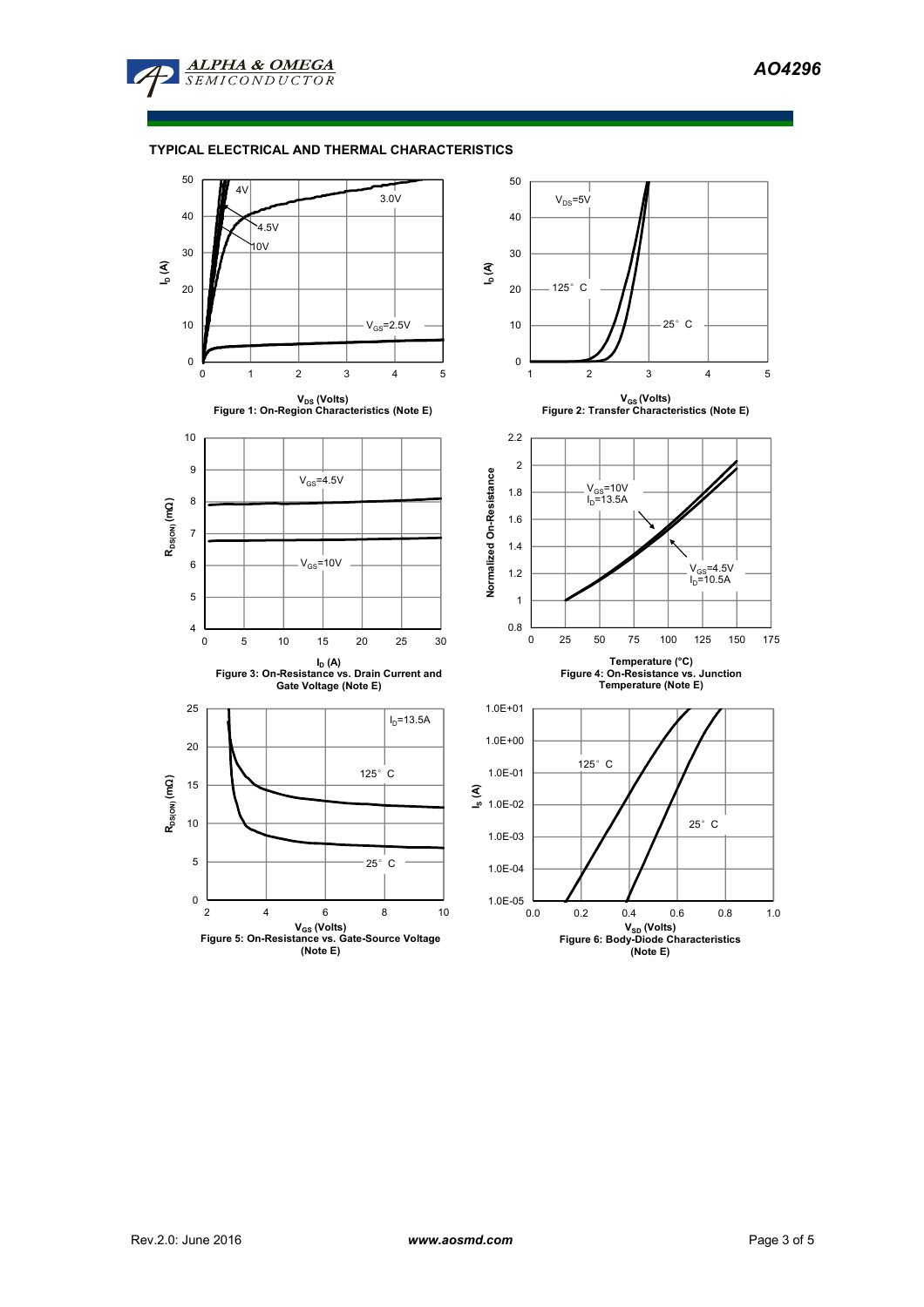## TYPICAL ELECTRICAL AND THERMAL CHARACTERISTICS

Figure 1: On-Region Characteristics (Note E)

Figure 2: Transfer Characteristics (Note E)

Figure 3: On-Resistance vs. Drain Current and Gate Voltage (Note E)

Figure 4: On-Resistance vs. Junction Temperature (Note E)

Figure 5: On-Resistance vs. Gate-Source Voltage (Note E)

Figure 6: Body-Diode Characteristics (Note E)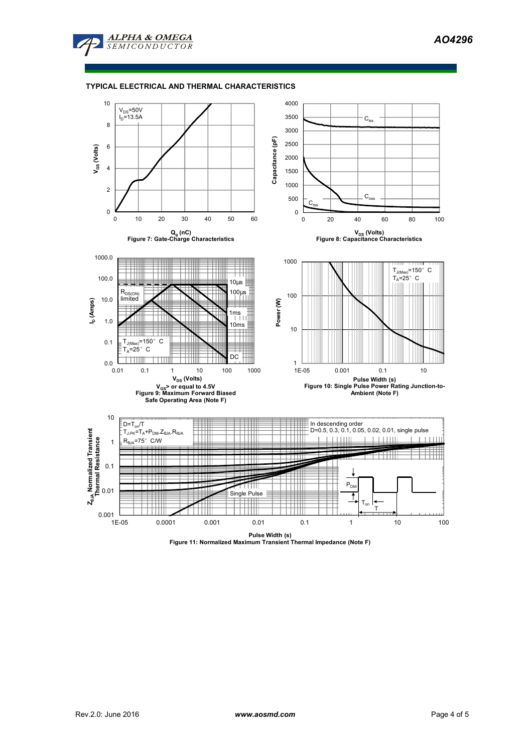## TYPICAL ELECTRICAL AND THERMAL CHARACTERISTICS

$V_{DS}$=50V
$I_D$=13.5A

$V_{GS}$ (Volts)

$Q_g$ (nC)

Figure 7: Gate-Charge Characteristics

$C_{iss}$

$C_{oss}$

$C_{rss}$

Capacitance (pF)

$V_{DS}$ (Volts)

Figure 8: Capacitance Characteristics

$R_{DS(ON)}$ limited

10µs

100µs

1ms

10ms

DC

$T_{J(Max)}$=150° C
$T_A$=25° C

$I_D$ (Amps)

$V_{DS}$ (Volts)

$V_{GS}$> or equal to 4.5V

Figure 9: Maximum Forward Biased Safe Operating Area (Note F)

$T_{J(Max)}$=150° C
$T_A$=25° C

Power (W)

Pulse Width (s)

Figure 10: Single Pulse Power Rating Junction-to-Ambient (Note F)

$D=T_{on}/T$
$T_{J,PK}=T_A+P_{DM}.Z_{\theta JA}.R_{\theta JA}$
$R_{\theta JA}$=75° C/W

In descending order
D=0.5, 0.3, 0.1, 0.05, 0.02, 0.01, single pulse

Single Pulse

$P_{DM}$

$T_{on}$

T

$Z_{\theta JA}$ Normalized Transient Thermal Resistance

Pulse Width (s)

Figure 11: Normalized Maximum Transient Thermal Impedance (Note F)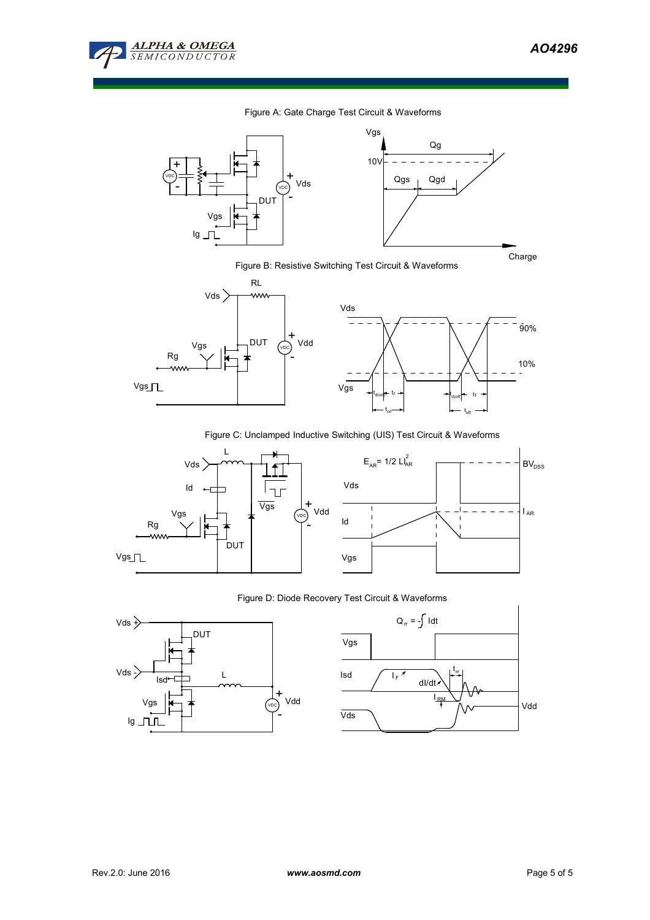Figure A: Gate Charge Test Circuit & Waveforms

Vgs
Qg
10V
Qgs
Qgd
Vds
DUT
Vgs
Ig
Charge

Figure B: Resistive Switching Test Circuit & Waveforms

RL
Vds
Vgs
Rg
DUT
Vdd
Vgs
Vds
90%
10%
Vgs
$t_{d(on)}$
$t_r$
$t_{on}$
$t_{d(off)}$
$t_f$
$t_{off}$

Figure C: Unclamped Inductive Switching (UIS) Test Circuit & Waveforms

L
Vds
Id
Vgs
Rg
Vgs
DUT
Vgs
Vdd
$E_{AR} = 1/2\ LI_{AR}^2$
$BV_{DSS}$
Vds
Id
$I_{AR}$
Vgs

Figure D: Diode Recovery Test Circuit & Waveforms

Vds +
DUT
Vds -
Isd
L
Vgs
Ig
Vdd
$Q_{rr} = -\int Idt$
Vgs
Isd
$I_F$
dI/dt
$t_{rr}$
$I_{RM}$
Vds
Vdd